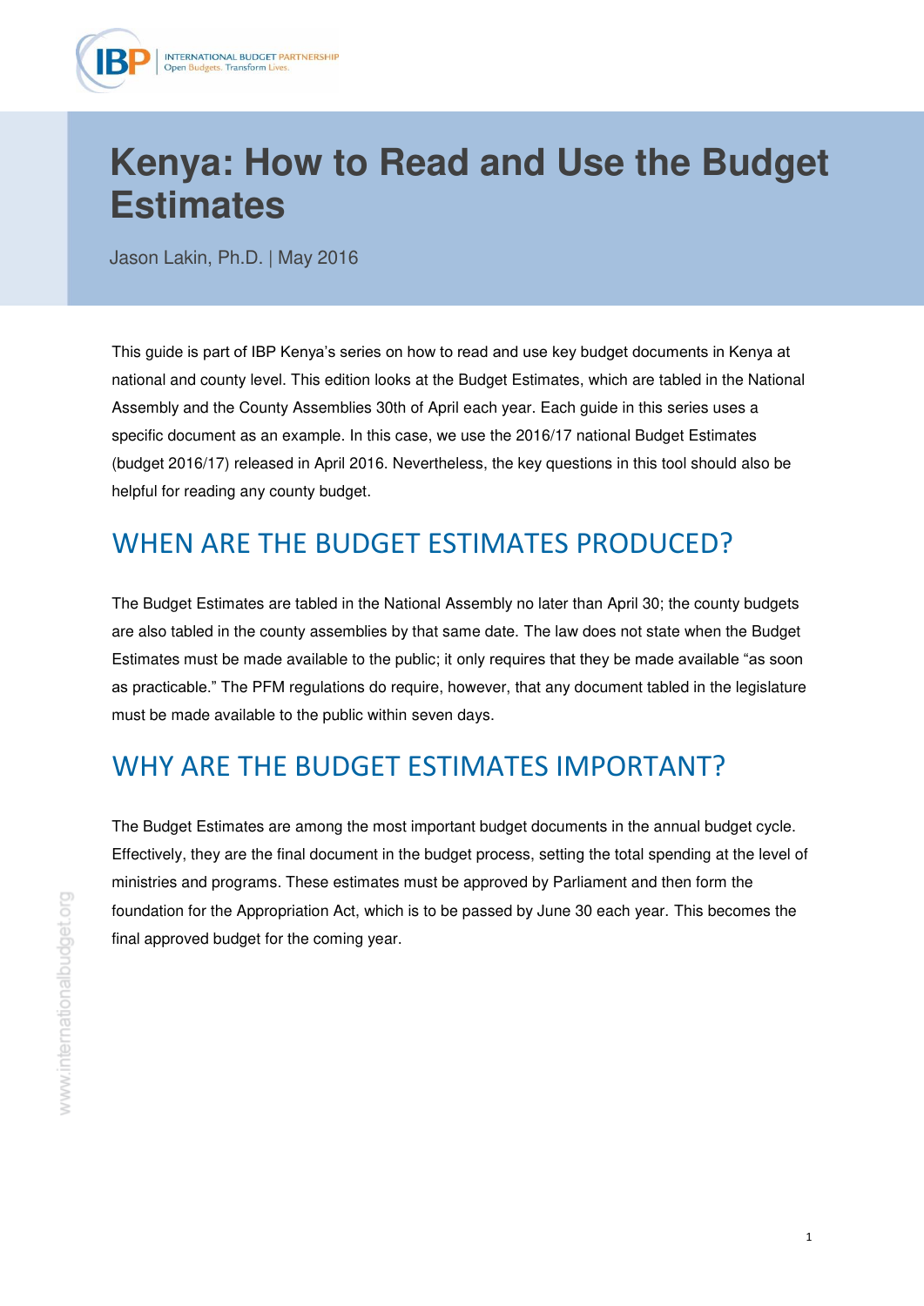# Kenya: How to Read and Use the Budget Estimates

Jason Lakin, Ph.D. | May 2016

This guide is part of IBP Kenya's series on how to read and use key budget documents in Kenya at national and county level. This edition looks at the Budget Estimates, which are tabled in the National Assembly and the County Assemblies 30th of April each year. Each guide in this series uses a specific document as an example. In this case, we use the 2016/17 national Budget Estimates (budget 2016/17) released in April 2016. Nevertheless, the key questions in this tool should also be helpful for reading any county budget.

## WHEN ARE THE BUDGET ESTIMATES PRODUCED?

The Budget Estimates are tabled in the National Assembly no later than April 30; the county budgets are also tabled in the county assemblies by that same date. The law does not state when the Budget Estimates must be made available to the public; it only requires that they be made available "as soon as practicable." The PFM regulations do require, however, that any document tabled in the legislature must be made available to the public within seven days.

## WHY ARE THE BUDGET ESTIMATES IMPORTANT?

The Budget Estimates are among the most important budget documents in the annual budget cycle. Effectively, they are the final document in the budget process, setting the total spending at the level of ministries and programs. These estimates must be approved by Parliament and then form the foundation for the Appropriation Act, which is to be passed by June 30 each year. This becomes the final approved budget for the coming year.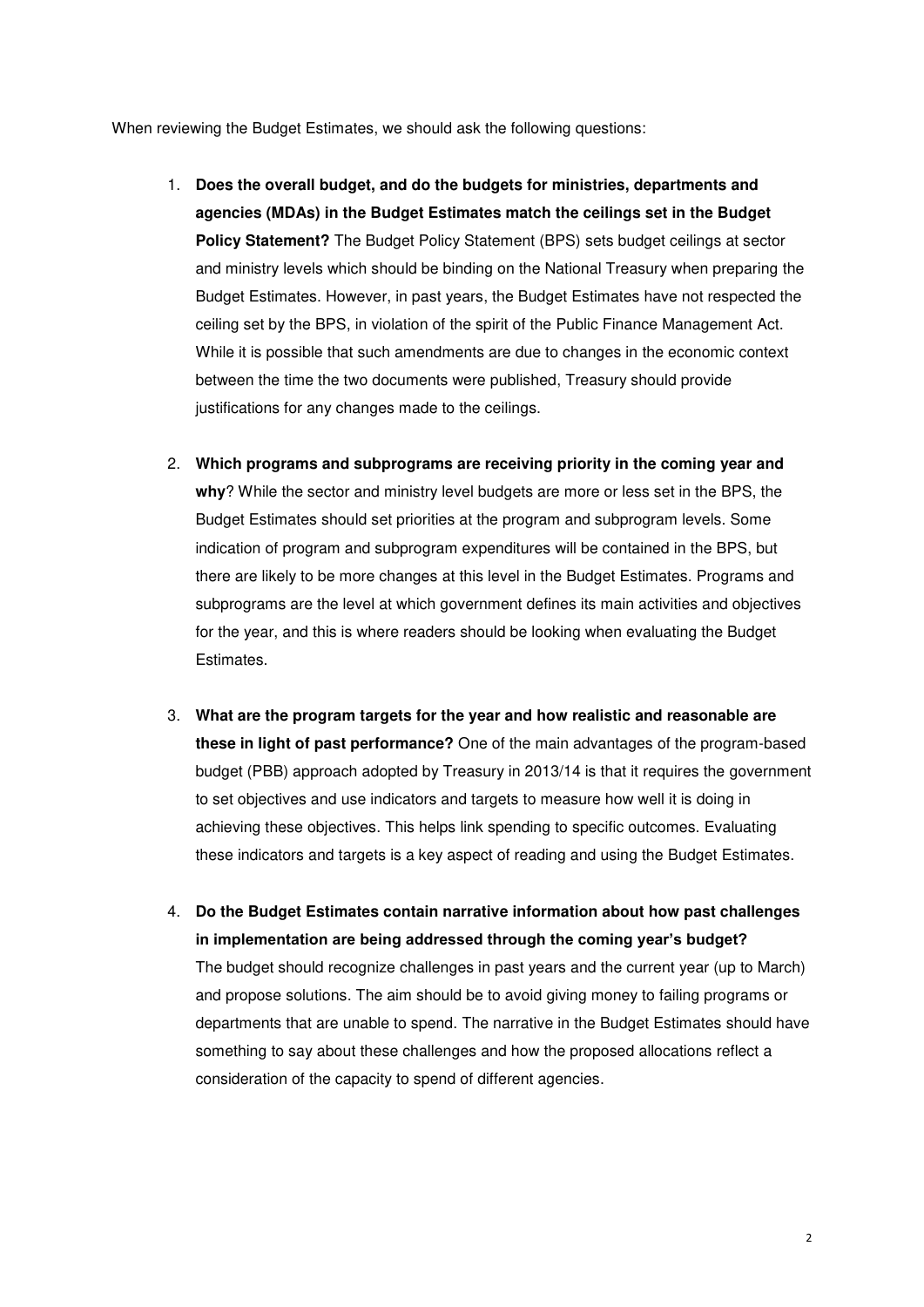When reviewing the Budget Estimates, we should ask the following questions:

1. **Does the overall budget, and do the budgets for ministries, departments and agencies (MDAs) in the Budget Estimates match the ceilings set in the Budget Policy Statement?** The Budget Policy Statement (BPS) sets budget ceilings at sector and ministry levels which should be binding on the National Treasury when preparing the Budget Estimates. However, in past years, the Budget Estimates have not respected the ceiling set by the BPS, in violation of the spirit of the Public Finance Management Act. While it is possible that such amendments are due to changes in the economic context between the time the two documents were published, Treasury should provide justifications for any changes made to the ceilings.

2. **Which programs and subprograms are receiving priority in the coming year and why**? While the sector and ministry level budgets are more or less set in the BPS, the Budget Estimates should set priorities at the program and subprogram levels. Some indication of program and subprogram expenditures will be contained in the BPS, but there are likely to be more changes at this level in the Budget Estimates. Programs and subprograms are the level at which government defines its main activities and objectives for the year, and this is where readers should be looking when evaluating the Budget Estimates.

3. **What are the program targets for the year and how realistic and reasonable are these in light of past performance?** One of the main advantages of the program-based budget (PBB) approach adopted by Treasury in 2013/14 is that it requires the government to set objectives and use indicators and targets to measure how well it is doing in achieving these objectives. This helps link spending to specific outcomes. Evaluating these indicators and targets is a key aspect of reading and using the Budget Estimates.

4. **Do the Budget Estimates contain narrative information about how past challenges in implementation are being addressed through the coming year's budget?** The budget should recognize challenges in past years and the current year (up to March) and propose solutions. The aim should be to avoid giving money to failing programs or departments that are unable to spend. The narrative in the Budget Estimates should have something to say about these challenges and how the proposed allocations reflect a consideration of the capacity to spend of different agencies.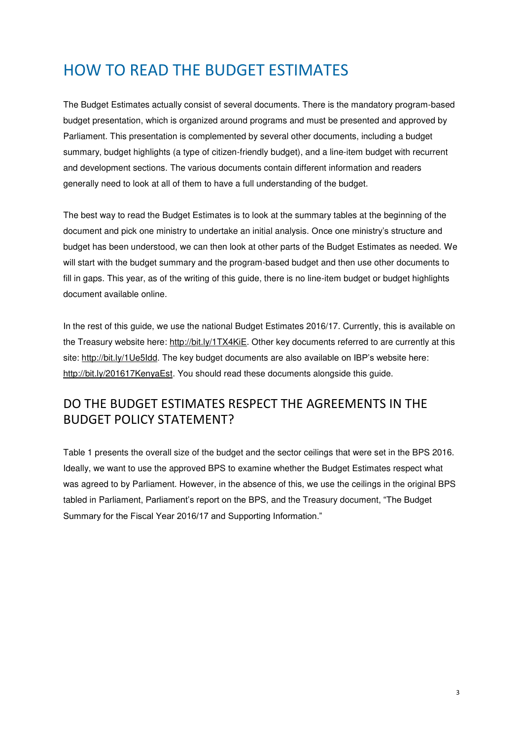# HOW TO READ THE BUDGET ESTIMATES

The Budget Estimates actually consist of several documents. There is the mandatory program-based budget presentation, which is organized around programs and must be presented and approved by Parliament. This presentation is complemented by several other documents, including a budget summary, budget highlights (a type of citizen-friendly budget), and a line-item budget with recurrent and development sections. The various documents contain different information and readers generally need to look at all of them to have a full understanding of the budget.

The best way to read the Budget Estimates is to look at the summary tables at the beginning of the document and pick one ministry to undertake an initial analysis. Once one ministry's structure and budget has been understood, we can then look at other parts of the Budget Estimates as needed. We will start with the budget summary and the program-based budget and then use other documents to fill in gaps. This year, as of the writing of this guide, there is no line-item budget or budget highlights document available online.

In the rest of this guide, we use the national Budget Estimates 2016/17. Currently, this is available on the Treasury website here: http://bit.ly/1TX4KiE. Other key documents referred to are currently at this site: http://bit.ly/1Ue5Idd. The key budget documents are also available on IBP's website here: http://bit.ly/201617KenyaEst. You should read these documents alongside this guide.

## DO THE BUDGET ESTIMATES RESPECT THE AGREEMENTS IN THE BUDGET POLICY STATEMENT?

Table 1 presents the overall size of the budget and the sector ceilings that were set in the BPS 2016. Ideally, we want to use the approved BPS to examine whether the Budget Estimates respect what was agreed to by Parliament. However, in the absence of this, we use the ceilings in the original BPS tabled in Parliament, Parliament's report on the BPS, and the Treasury document, "The Budget Summary for the Fiscal Year 2016/17 and Supporting Information."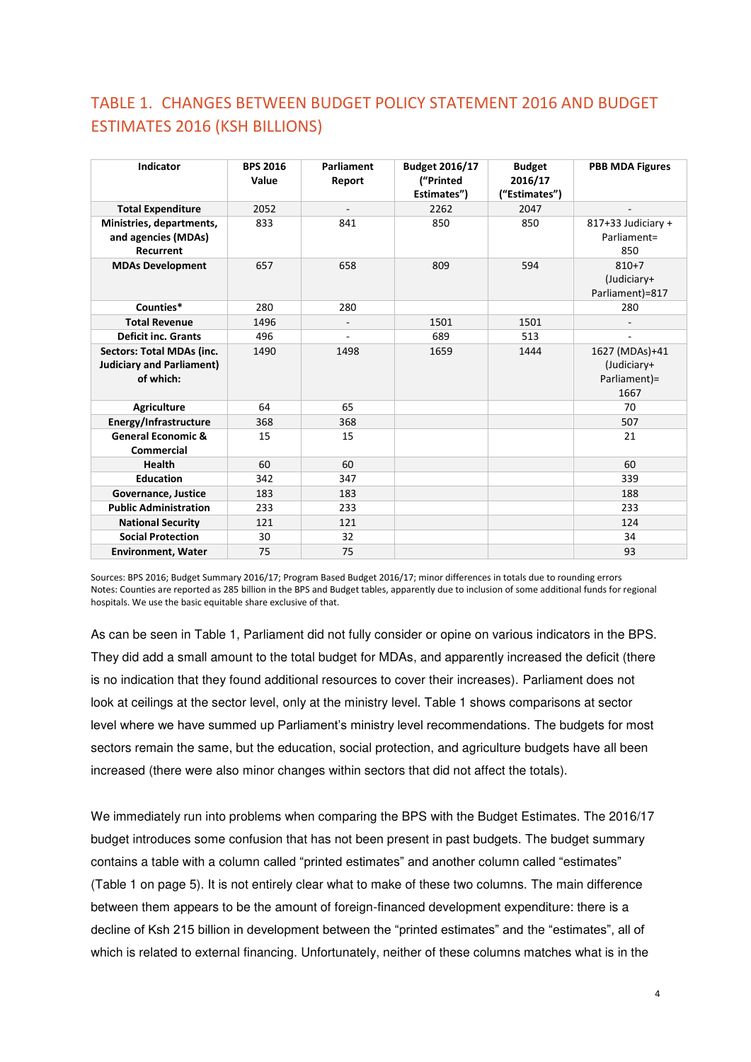## TABLE 1. CHANGES BETWEEN BUDGET POLICY STATEMENT 2016 AND BUDGET ESTIMATES 2016 (KSH BILLIONS)

| Indicator | BPS 2016 Value | Parliament Report | Budget 2016/17 ("Printed Estimates") | Budget 2016/17 ("Estimates") | PBB MDA Figures |
|---|---|---|---|---|---|
| **Total Expenditure** | 2052 | - | 2262 | 2047 | - |
| **Ministries, departments, and agencies (MDAs) Recurrent** | 833 | 841 | 850 | 850 | 817+33 Judiciary + Parliament= 850 |
| **MDAs Development** | 657 | 658 | 809 | 594 | 810+7 (Judiciary+ Parliament)=817 |
| **Counties*** | 280 | 280 | | | 280 |
| **Total Revenue** | 1496 | - | 1501 | 1501 | - |
| **Deficit inc. Grants** | 496 | - | 689 | 513 | - |
| **Sectors: Total MDAs (inc. Judiciary and Parliament) of which:** | 1490 | 1498 | 1659 | 1444 | 1627 (MDAs)+41 (Judiciary+ Parliament)= 1667 |
| **Agriculture** | 64 | 65 | | | 70 |
| **Energy/Infrastructure** | 368 | 368 | | | 507 |
| **General Economic & Commercial** | 15 | 15 | | | 21 |
| **Health** | 60 | 60 | | | 60 |
| **Education** | 342 | 347 | | | 339 |
| **Governance, Justice** | 183 | 183 | | | 188 |
| **Public Administration** | 233 | 233 | | | 233 |
| **National Security** | 121 | 121 | | | 124 |
| **Social Protection** | 30 | 32 | | | 34 |
| **Environment, Water** | 75 | 75 | | | 93 |

Sources: BPS 2016; Budget Summary 2016/17; Program Based Budget 2016/17; minor differences in totals due to rounding errors
Notes: Counties are reported as 285 billion in the BPS and Budget tables, apparently due to inclusion of some additional funds for regional hospitals. We use the basic equitable share exclusive of that.

As can be seen in Table 1, Parliament did not fully consider or opine on various indicators in the BPS. They did add a small amount to the total budget for MDAs, and apparently increased the deficit (there is no indication that they found additional resources to cover their increases). Parliament does not look at ceilings at the sector level, only at the ministry level. Table 1 shows comparisons at sector level where we have summed up Parliament's ministry level recommendations. The budgets for most sectors remain the same, but the education, social protection, and agriculture budgets have all been increased (there were also minor changes within sectors that did not affect the totals).

We immediately run into problems when comparing the BPS with the Budget Estimates. The 2016/17 budget introduces some confusion that has not been present in past budgets. The budget summary contains a table with a column called "printed estimates" and another column called "estimates" (Table 1 on page 5). It is not entirely clear what to make of these two columns. The main difference between them appears to be the amount of foreign-financed development expenditure: there is a decline of Ksh 215 billion in development between the "printed estimates" and the "estimates", all of which is related to external financing. Unfortunately, neither of these columns matches what is in the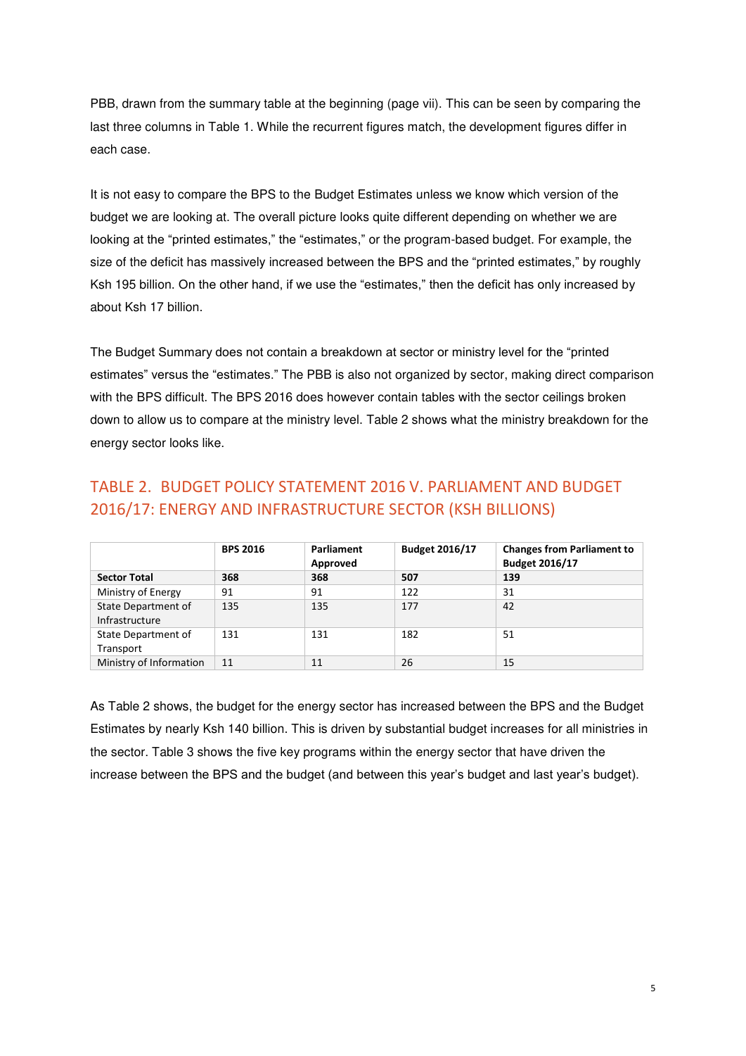PBB, drawn from the summary table at the beginning (page vii). This can be seen by comparing the last three columns in Table 1. While the recurrent figures match, the development figures differ in each case.

It is not easy to compare the BPS to the Budget Estimates unless we know which version of the budget we are looking at. The overall picture looks quite different depending on whether we are looking at the "printed estimates," the "estimates," or the program-based budget. For example, the size of the deficit has massively increased between the BPS and the "printed estimates," by roughly Ksh 195 billion. On the other hand, if we use the "estimates," then the deficit has only increased by about Ksh 17 billion.

The Budget Summary does not contain a breakdown at sector or ministry level for the "printed estimates" versus the "estimates." The PBB is also not organized by sector, making direct comparison with the BPS difficult. The BPS 2016 does however contain tables with the sector ceilings broken down to allow us to compare at the ministry level. Table 2 shows what the ministry breakdown for the energy sector looks like.

## TABLE 2. BUDGET POLICY STATEMENT 2016 V. PARLIAMENT AND BUDGET 2016/17: ENERGY AND INFRASTRUCTURE SECTOR (KSH BILLIONS)

| | BPS 2016 | Parliament Approved | Budget 2016/17 | Changes from Parliament to Budget 2016/17 |
|---|---|---|---|---|
| **Sector Total** | **368** | **368** | **507** | **139** |
| Ministry of Energy | 91 | 91 | 122 | 31 |
| State Department of Infrastructure | 135 | 135 | 177 | 42 |
| State Department of Transport | 131 | 131 | 182 | 51 |
| Ministry of Information | 11 | 11 | 26 | 15 |

As Table 2 shows, the budget for the energy sector has increased between the BPS and the Budget Estimates by nearly Ksh 140 billion. This is driven by substantial budget increases for all ministries in the sector. Table 3 shows the five key programs within the energy sector that have driven the increase between the BPS and the budget (and between this year's budget and last year's budget).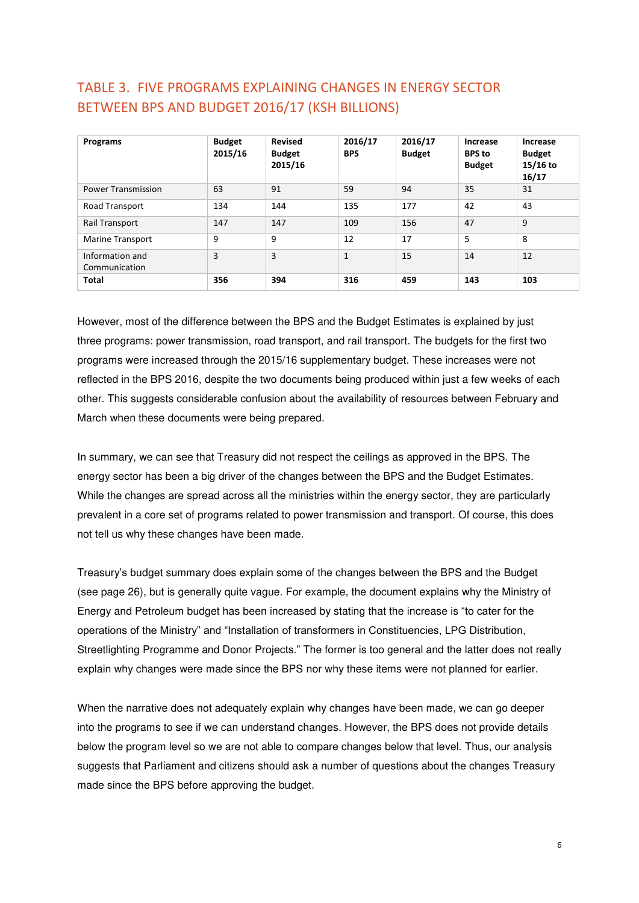## TABLE 3. FIVE PROGRAMS EXPLAINING CHANGES IN ENERGY SECTOR BETWEEN BPS AND BUDGET 2016/17 (KSH BILLIONS)

| Programs | Budget 2015/16 | Revised Budget 2015/16 | 2016/17 BPS | 2016/17 Budget | Increase BPS to Budget | Increase Budget 15/16 to 16/17 |
|---|---|---|---|---|---|---|
| Power Transmission | 63 | 91 | 59 | 94 | 35 | 31 |
| Road Transport | 134 | 144 | 135 | 177 | 42 | 43 |
| Rail Transport | 147 | 147 | 109 | 156 | 47 | 9 |
| Marine Transport | 9 | 9 | 12 | 17 | 5 | 8 |
| Information and Communication | 3 | 3 | 1 | 15 | 14 | 12 |
| **Total** | **356** | **394** | **316** | **459** | **143** | **103** |

However, most of the difference between the BPS and the Budget Estimates is explained by just three programs: power transmission, road transport, and rail transport. The budgets for the first two programs were increased through the 2015/16 supplementary budget. These increases were not reflected in the BPS 2016, despite the two documents being produced within just a few weeks of each other. This suggests considerable confusion about the availability of resources between February and March when these documents were being prepared.

In summary, we can see that Treasury did not respect the ceilings as approved in the BPS. The energy sector has been a big driver of the changes between the BPS and the Budget Estimates. While the changes are spread across all the ministries within the energy sector, they are particularly prevalent in a core set of programs related to power transmission and transport. Of course, this does not tell us why these changes have been made.

Treasury's budget summary does explain some of the changes between the BPS and the Budget (see page 26), but is generally quite vague. For example, the document explains why the Ministry of Energy and Petroleum budget has been increased by stating that the increase is "to cater for the operations of the Ministry" and "Installation of transformers in Constituencies, LPG Distribution, Streetlighting Programme and Donor Projects." The former is too general and the latter does not really explain why changes were made since the BPS nor why these items were not planned for earlier.

When the narrative does not adequately explain why changes have been made, we can go deeper into the programs to see if we can understand changes. However, the BPS does not provide details below the program level so we are not able to compare changes below that level. Thus, our analysis suggests that Parliament and citizens should ask a number of questions about the changes Treasury made since the BPS before approving the budget.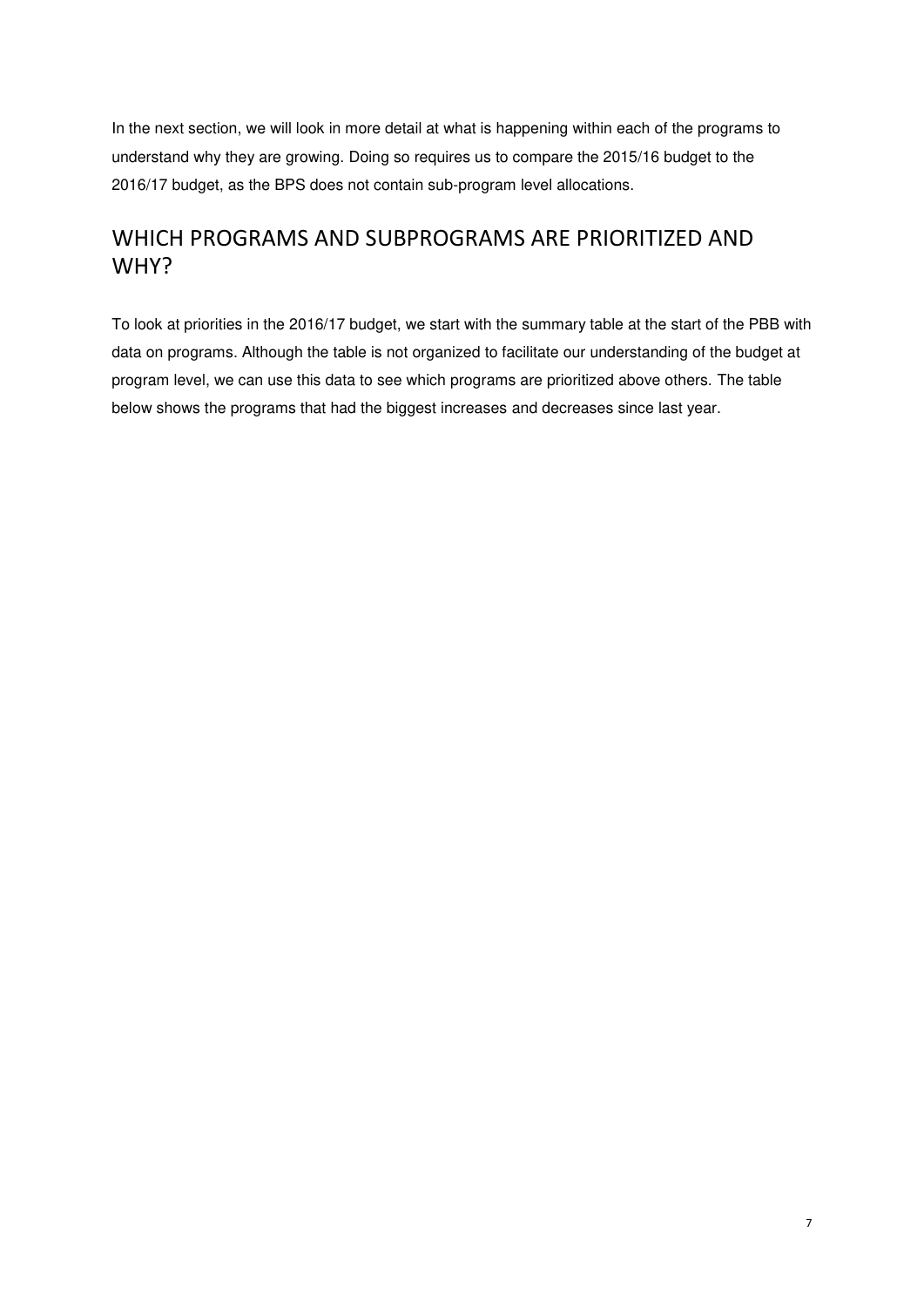In the next section, we will look in more detail at what is happening within each of the programs to understand why they are growing. Doing so requires us to compare the 2015/16 budget to the 2016/17 budget, as the BPS does not contain sub-program level allocations.

## WHICH PROGRAMS AND SUBPROGRAMS ARE PRIORITIZED AND WHY?

To look at priorities in the 2016/17 budget, we start with the summary table at the start of the PBB with data on programs. Although the table is not organized to facilitate our understanding of the budget at program level, we can use this data to see which programs are prioritized above others. The table below shows the programs that had the biggest increases and decreases since last year.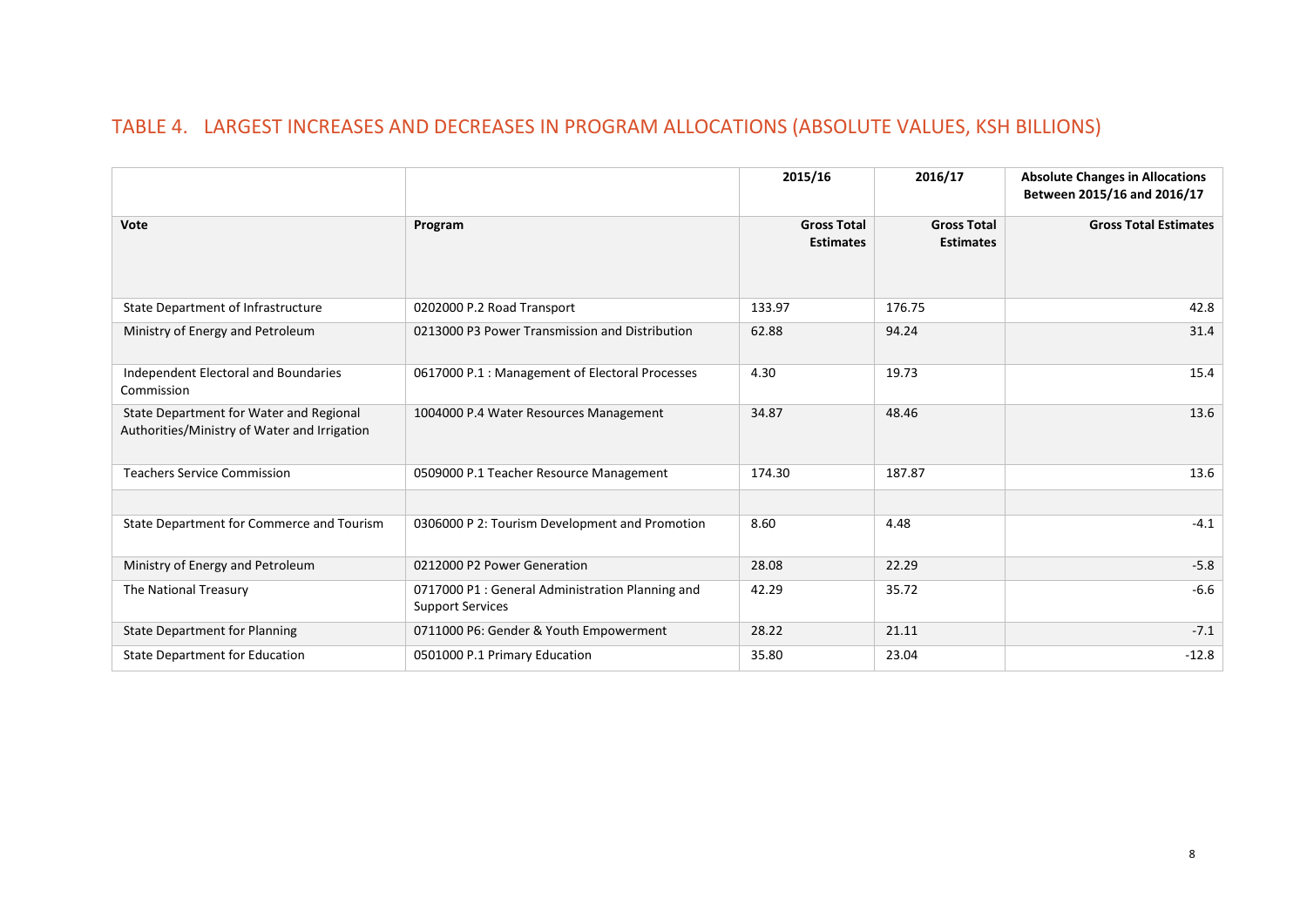## TABLE 4. LARGEST INCREASES AND DECREASES IN PROGRAM ALLOCATIONS (ABSOLUTE VALUES, KSH BILLIONS)

| | | 2015/16 | 2016/17 | Absolute Changes in Allocations Between 2015/16 and 2016/17 |
|---|---|---|---|---|
| **Vote** | **Program** | **Gross Total Estimates** | **Gross Total Estimates** | **Gross Total Estimates** |
| State Department of Infrastructure | 0202000 P.2 Road Transport | 133.97 | 176.75 | 42.8 |
| Ministry of Energy and Petroleum | 0213000 P3 Power Transmission and Distribution | 62.88 | 94.24 | 31.4 |
| Independent Electoral and Boundaries Commission | 0617000 P.1 : Management of Electoral Processes | 4.30 | 19.73 | 15.4 |
| State Department for Water and Regional Authorities/Ministry of Water and Irrigation | 1004000 P.4 Water Resources Management | 34.87 | 48.46 | 13.6 |
| Teachers Service Commission | 0509000 P.1 Teacher Resource Management | 174.30 | 187.87 | 13.6 |
| | | | | |
| State Department for Commerce and Tourism | 0306000 P 2: Tourism Development and Promotion | 8.60 | 4.48 | -4.1 |
| Ministry of Energy and Petroleum | 0212000 P2 Power Generation | 28.08 | 22.29 | -5.8 |
| The National Treasury | 0717000 P1 : General Administration Planning and Support Services | 42.29 | 35.72 | -6.6 |
| State Department for Planning | 0711000 P6: Gender & Youth Empowerment | 28.22 | 21.11 | -7.1 |
| State Department for Education | 0501000 P.1 Primary Education | 35.80 | 23.04 | -12.8 |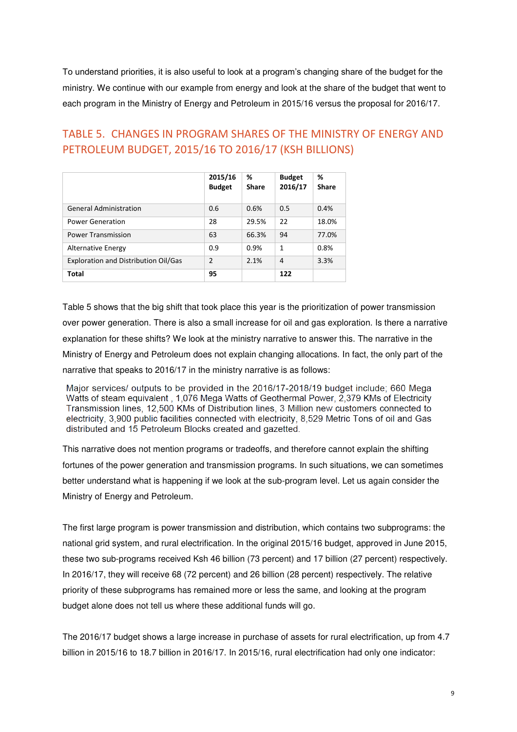To understand priorities, it is also useful to look at a program's changing share of the budget for the ministry. We continue with our example from energy and look at the share of the budget that went to each program in the Ministry of Energy and Petroleum in 2015/16 versus the proposal for 2016/17.

## TABLE 5. CHANGES IN PROGRAM SHARES OF THE MINISTRY OF ENERGY AND PETROLEUM BUDGET, 2015/16 TO 2016/17 (KSH BILLIONS)

| | 2015/16 Budget | % Share | Budget 2016/17 | % Share |
|---|---|---|---|---|
| General Administration | 0.6 | 0.6% | 0.5 | 0.4% |
| Power Generation | 28 | 29.5% | 22 | 18.0% |
| Power Transmission | 63 | 66.3% | 94 | 77.0% |
| Alternative Energy | 0.9 | 0.9% | 1 | 0.8% |
| Exploration and Distribution Oil/Gas | 2 | 2.1% | 4 | 3.3% |
| **Total** | **95** | | **122** | |

Table 5 shows that the big shift that took place this year is the prioritization of power transmission over power generation. There is also a small increase for oil and gas exploration. Is there a narrative explanation for these shifts? We look at the ministry narrative to answer this. The narrative in the Ministry of Energy and Petroleum does not explain changing allocations. In fact, the only part of the narrative that speaks to 2016/17 in the ministry narrative is as follows:

> Major services/ outputs to be provided in the 2016/17-2018/19 budget include; 660 Mega Watts of steam equivalent , 1,076 Mega Watts of Geothermal Power, 2,379 KMs of Electricity Transmission lines, 12,500 KMs of Distribution lines, 3 Million new customers connected to electricity, 3,900 public facilities connected with electricity, 8,529 Metric Tons of oil and Gas distributed and 15 Petroleum Blocks created and gazetted.

This narrative does not mention programs or tradeoffs, and therefore cannot explain the shifting fortunes of the power generation and transmission programs. In such situations, we can sometimes better understand what is happening if we look at the sub-program level. Let us again consider the Ministry of Energy and Petroleum.

The first large program is power transmission and distribution, which contains two subprograms: the national grid system, and rural electrification. In the original 2015/16 budget, approved in June 2015, these two sub-programs received Ksh 46 billion (73 percent) and 17 billion (27 percent) respectively. In 2016/17, they will receive 68 (72 percent) and 26 billion (28 percent) respectively. The relative priority of these subprograms has remained more or less the same, and looking at the program budget alone does not tell us where these additional funds will go.

The 2016/17 budget shows a large increase in purchase of assets for rural electrification, up from 4.7 billion in 2015/16 to 18.7 billion in 2016/17. In 2015/16, rural electrification had only one indicator: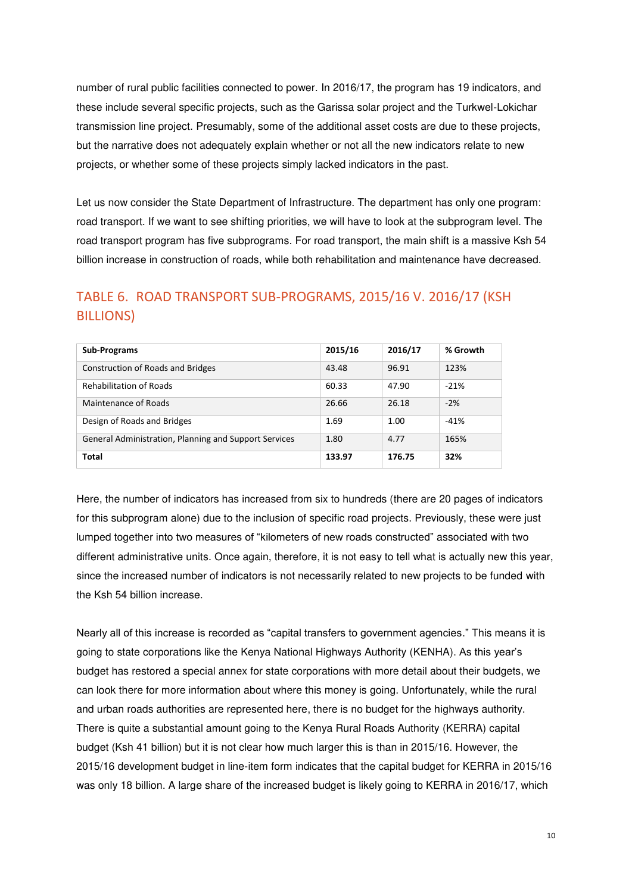number of rural public facilities connected to power. In 2016/17, the program has 19 indicators, and these include several specific projects, such as the Garissa solar project and the Turkwel-Lokichar transmission line project. Presumably, some of the additional asset costs are due to these projects, but the narrative does not adequately explain whether or not all the new indicators relate to new projects, or whether some of these projects simply lacked indicators in the past.

Let us now consider the State Department of Infrastructure. The department has only one program: road transport. If we want to see shifting priorities, we will have to look at the subprogram level. The road transport program has five subprograms. For road transport, the main shift is a massive Ksh 54 billion increase in construction of roads, while both rehabilitation and maintenance have decreased.

## TABLE 6. ROAD TRANSPORT SUB-PROGRAMS, 2015/16 V. 2016/17 (KSH BILLIONS)

| Sub-Programs | 2015/16 | 2016/17 | % Growth |
|---|---|---|---|
| Construction of Roads and Bridges | 43.48 | 96.91 | 123% |
| Rehabilitation of Roads | 60.33 | 47.90 | -21% |
| Maintenance of Roads | 26.66 | 26.18 | -2% |
| Design of Roads and Bridges | 1.69 | 1.00 | -41% |
| General Administration, Planning and Support Services | 1.80 | 4.77 | 165% |
| **Total** | **133.97** | **176.75** | **32%** |

Here, the number of indicators has increased from six to hundreds (there are 20 pages of indicators for this subprogram alone) due to the inclusion of specific road projects. Previously, these were just lumped together into two measures of "kilometers of new roads constructed" associated with two different administrative units. Once again, therefore, it is not easy to tell what is actually new this year, since the increased number of indicators is not necessarily related to new projects to be funded with the Ksh 54 billion increase.

Nearly all of this increase is recorded as "capital transfers to government agencies." This means it is going to state corporations like the Kenya National Highways Authority (KENHA). As this year's budget has restored a special annex for state corporations with more detail about their budgets, we can look there for more information about where this money is going. Unfortunately, while the rural and urban roads authorities are represented here, there is no budget for the highways authority. There is quite a substantial amount going to the Kenya Rural Roads Authority (KERRA) capital budget (Ksh 41 billion) but it is not clear how much larger this is than in 2015/16. However, the 2015/16 development budget in line-item form indicates that the capital budget for KERRA in 2015/16 was only 18 billion. A large share of the increased budget is likely going to KERRA in 2016/17, which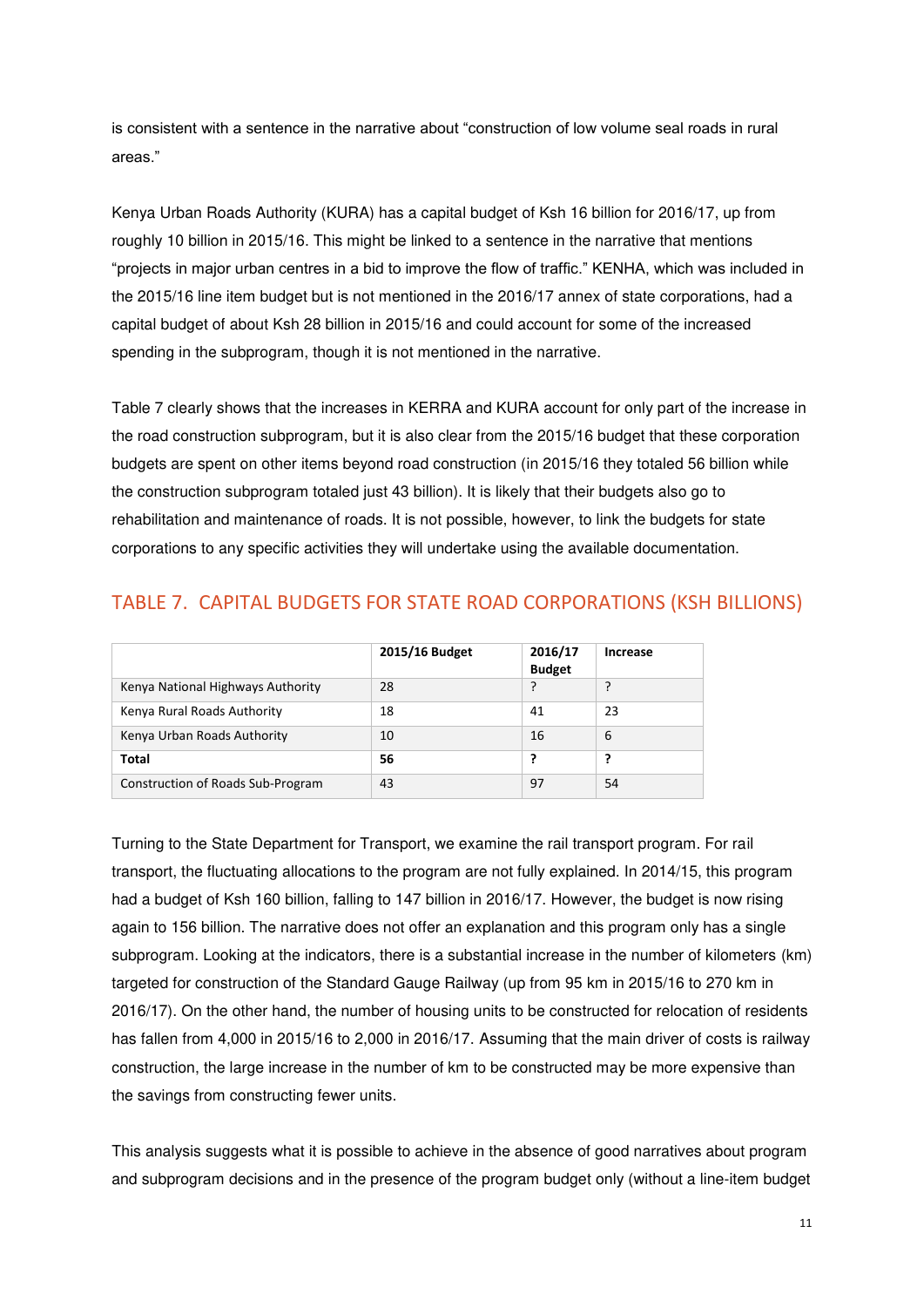is consistent with a sentence in the narrative about "construction of low volume seal roads in rural areas."

Kenya Urban Roads Authority (KURA) has a capital budget of Ksh 16 billion for 2016/17, up from roughly 10 billion in 2015/16. This might be linked to a sentence in the narrative that mentions "projects in major urban centres in a bid to improve the flow of traffic." KENHA, which was included in the 2015/16 line item budget but is not mentioned in the 2016/17 annex of state corporations, had a capital budget of about Ksh 28 billion in 2015/16 and could account for some of the increased spending in the subprogram, though it is not mentioned in the narrative.

Table 7 clearly shows that the increases in KERRA and KURA account for only part of the increase in the road construction subprogram, but it is also clear from the 2015/16 budget that these corporation budgets are spent on other items beyond road construction (in 2015/16 they totaled 56 billion while the construction subprogram totaled just 43 billion). It is likely that their budgets also go to rehabilitation and maintenance of roads. It is not possible, however, to link the budgets for state corporations to any specific activities they will undertake using the available documentation.

## TABLE 7. CAPITAL BUDGETS FOR STATE ROAD CORPORATIONS (KSH BILLIONS)

| | **2015/16 Budget** | **2016/17 Budget** | **Increase** |
|---|---|---|---|
| Kenya National Highways Authority | 28 | ? | ? |
| Kenya Rural Roads Authority | 18 | 41 | 23 |
| Kenya Urban Roads Authority | 10 | 16 | 6 |
| **Total** | **56** | **?** | **?** |
| Construction of Roads Sub-Program | 43 | 97 | 54 |

Turning to the State Department for Transport, we examine the rail transport program. For rail transport, the fluctuating allocations to the program are not fully explained. In 2014/15, this program had a budget of Ksh 160 billion, falling to 147 billion in 2016/17. However, the budget is now rising again to 156 billion. The narrative does not offer an explanation and this program only has a single subprogram. Looking at the indicators, there is a substantial increase in the number of kilometers (km) targeted for construction of the Standard Gauge Railway (up from 95 km in 2015/16 to 270 km in 2016/17). On the other hand, the number of housing units to be constructed for relocation of residents has fallen from 4,000 in 2015/16 to 2,000 in 2016/17. Assuming that the main driver of costs is railway construction, the large increase in the number of km to be constructed may be more expensive than the savings from constructing fewer units.

This analysis suggests what it is possible to achieve in the absence of good narratives about program and subprogram decisions and in the presence of the program budget only (without a line-item budget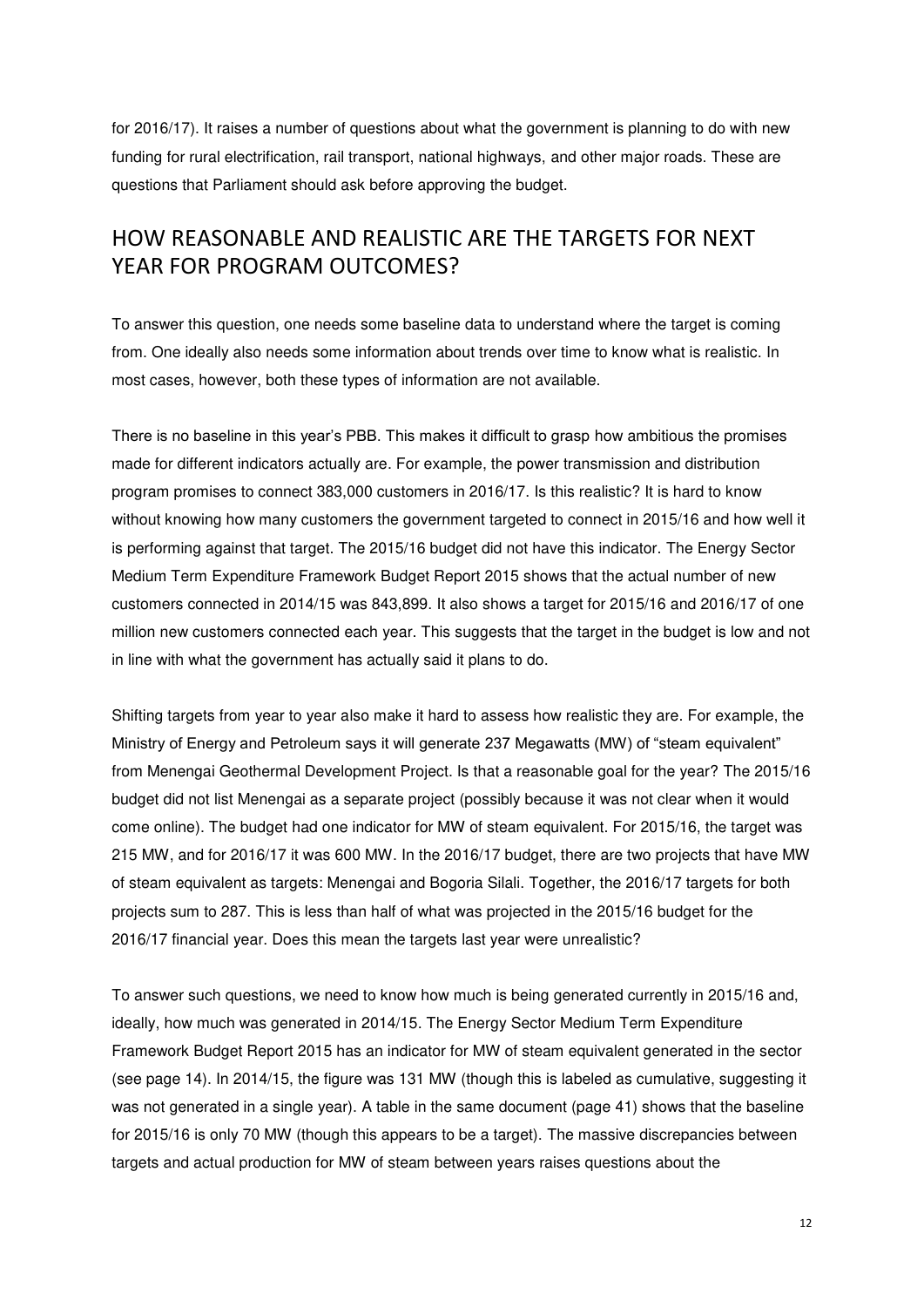for 2016/17). It raises a number of questions about what the government is planning to do with new funding for rural electrification, rail transport, national highways, and other major roads. These are questions that Parliament should ask before approving the budget.

## HOW REASONABLE AND REALISTIC ARE THE TARGETS FOR NEXT YEAR FOR PROGRAM OUTCOMES?

To answer this question, one needs some baseline data to understand where the target is coming from. One ideally also needs some information about trends over time to know what is realistic. In most cases, however, both these types of information are not available.

There is no baseline in this year's PBB. This makes it difficult to grasp how ambitious the promises made for different indicators actually are. For example, the power transmission and distribution program promises to connect 383,000 customers in 2016/17. Is this realistic? It is hard to know without knowing how many customers the government targeted to connect in 2015/16 and how well it is performing against that target. The 2015/16 budget did not have this indicator. The Energy Sector Medium Term Expenditure Framework Budget Report 2015 shows that the actual number of new customers connected in 2014/15 was 843,899. It also shows a target for 2015/16 and 2016/17 of one million new customers connected each year. This suggests that the target in the budget is low and not in line with what the government has actually said it plans to do.

Shifting targets from year to year also make it hard to assess how realistic they are. For example, the Ministry of Energy and Petroleum says it will generate 237 Megawatts (MW) of "steam equivalent" from Menengai Geothermal Development Project. Is that a reasonable goal for the year? The 2015/16 budget did not list Menengai as a separate project (possibly because it was not clear when it would come online). The budget had one indicator for MW of steam equivalent. For 2015/16, the target was 215 MW, and for 2016/17 it was 600 MW. In the 2016/17 budget, there are two projects that have MW of steam equivalent as targets: Menengai and Bogoria Silali. Together, the 2016/17 targets for both projects sum to 287. This is less than half of what was projected in the 2015/16 budget for the 2016/17 financial year. Does this mean the targets last year were unrealistic?

To answer such questions, we need to know how much is being generated currently in 2015/16 and, ideally, how much was generated in 2014/15. The Energy Sector Medium Term Expenditure Framework Budget Report 2015 has an indicator for MW of steam equivalent generated in the sector (see page 14). In 2014/15, the figure was 131 MW (though this is labeled as cumulative, suggesting it was not generated in a single year). A table in the same document (page 41) shows that the baseline for 2015/16 is only 70 MW (though this appears to be a target). The massive discrepancies between targets and actual production for MW of steam between years raises questions about the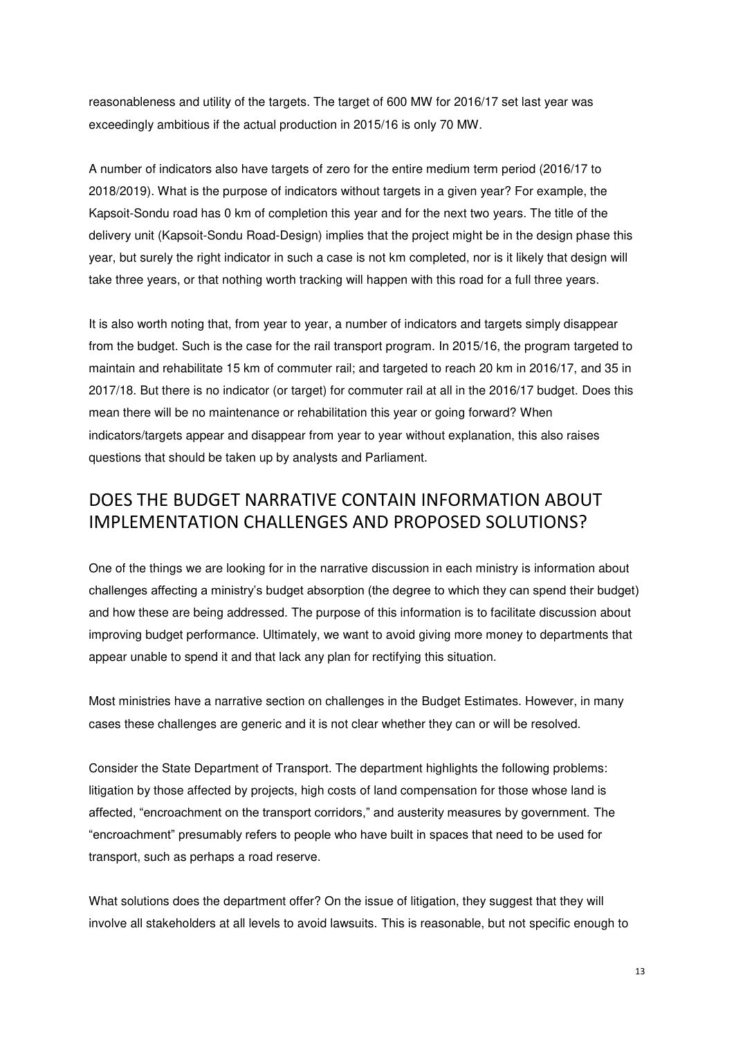reasonableness and utility of the targets. The target of 600 MW for 2016/17 set last year was exceedingly ambitious if the actual production in 2015/16 is only 70 MW.

A number of indicators also have targets of zero for the entire medium term period (2016/17 to 2018/2019). What is the purpose of indicators without targets in a given year? For example, the Kapsoit-Sondu road has 0 km of completion this year and for the next two years. The title of the delivery unit (Kapsoit-Sondu Road-Design) implies that the project might be in the design phase this year, but surely the right indicator in such a case is not km completed, nor is it likely that design will take three years, or that nothing worth tracking will happen with this road for a full three years.

It is also worth noting that, from year to year, a number of indicators and targets simply disappear from the budget. Such is the case for the rail transport program. In 2015/16, the program targeted to maintain and rehabilitate 15 km of commuter rail; and targeted to reach 20 km in 2016/17, and 35 in 2017/18. But there is no indicator (or target) for commuter rail at all in the 2016/17 budget. Does this mean there will be no maintenance or rehabilitation this year or going forward? When indicators/targets appear and disappear from year to year without explanation, this also raises questions that should be taken up by analysts and Parliament.

## DOES THE BUDGET NARRATIVE CONTAIN INFORMATION ABOUT IMPLEMENTATION CHALLENGES AND PROPOSED SOLUTIONS?

One of the things we are looking for in the narrative discussion in each ministry is information about challenges affecting a ministry's budget absorption (the degree to which they can spend their budget) and how these are being addressed. The purpose of this information is to facilitate discussion about improving budget performance. Ultimately, we want to avoid giving more money to departments that appear unable to spend it and that lack any plan for rectifying this situation.

Most ministries have a narrative section on challenges in the Budget Estimates. However, in many cases these challenges are generic and it is not clear whether they can or will be resolved.

Consider the State Department of Transport. The department highlights the following problems: litigation by those affected by projects, high costs of land compensation for those whose land is affected, "encroachment on the transport corridors," and austerity measures by government. The "encroachment" presumably refers to people who have built in spaces that need to be used for transport, such as perhaps a road reserve.

What solutions does the department offer? On the issue of litigation, they suggest that they will involve all stakeholders at all levels to avoid lawsuits. This is reasonable, but not specific enough to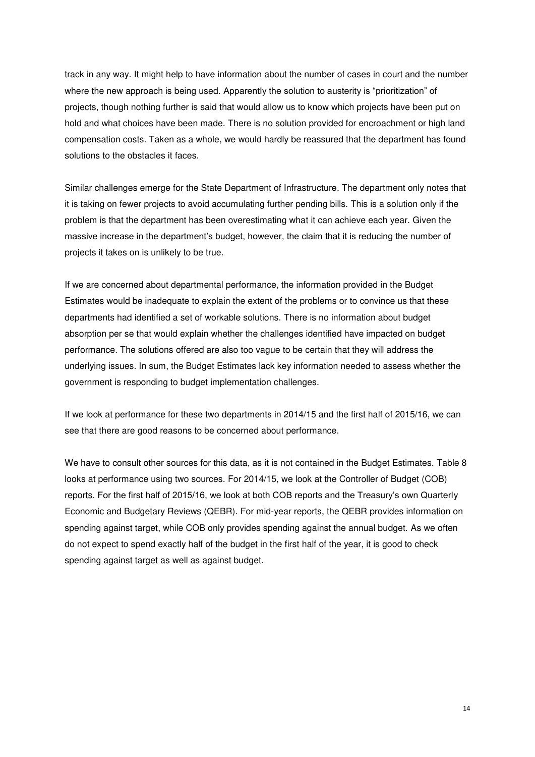track in any way. It might help to have information about the number of cases in court and the number where the new approach is being used. Apparently the solution to austerity is "prioritization" of projects, though nothing further is said that would allow us to know which projects have been put on hold and what choices have been made. There is no solution provided for encroachment or high land compensation costs. Taken as a whole, we would hardly be reassured that the department has found solutions to the obstacles it faces.

Similar challenges emerge for the State Department of Infrastructure. The department only notes that it is taking on fewer projects to avoid accumulating further pending bills. This is a solution only if the problem is that the department has been overestimating what it can achieve each year. Given the massive increase in the department's budget, however, the claim that it is reducing the number of projects it takes on is unlikely to be true.

If we are concerned about departmental performance, the information provided in the Budget Estimates would be inadequate to explain the extent of the problems or to convince us that these departments had identified a set of workable solutions. There is no information about budget absorption per se that would explain whether the challenges identified have impacted on budget performance. The solutions offered are also too vague to be certain that they will address the underlying issues. In sum, the Budget Estimates lack key information needed to assess whether the government is responding to budget implementation challenges.

If we look at performance for these two departments in 2014/15 and the first half of 2015/16, we can see that there are good reasons to be concerned about performance.

We have to consult other sources for this data, as it is not contained in the Budget Estimates. Table 8 looks at performance using two sources. For 2014/15, we look at the Controller of Budget (COB) reports. For the first half of 2015/16, we look at both COB reports and the Treasury's own Quarterly Economic and Budgetary Reviews (QEBR). For mid-year reports, the QEBR provides information on spending against target, while COB only provides spending against the annual budget. As we often do not expect to spend exactly half of the budget in the first half of the year, it is good to check spending against target as well as against budget.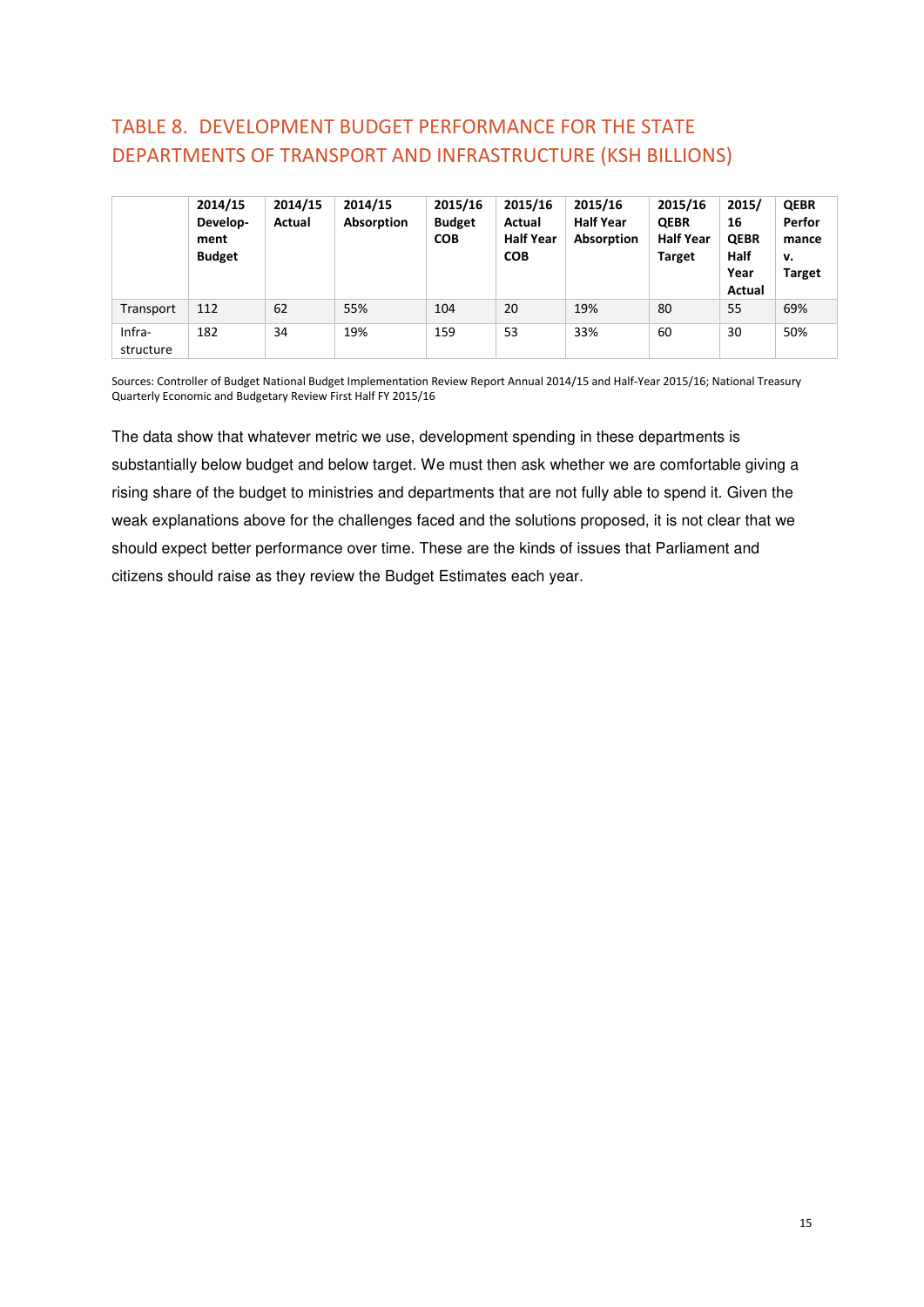## TABLE 8. DEVELOPMENT BUDGET PERFORMANCE FOR THE STATE DEPARTMENTS OF TRANSPORT AND INFRASTRUCTURE (KSH BILLIONS)

| | 2014/15 Develop-ment Budget | 2014/15 Actual | 2014/15 Absorption | 2015/16 Budget COB | 2015/16 Actual Half Year COB | 2015/16 Half Year Absorption | 2015/16 QEBR Half Year Target | 2015/16 QEBR Half Year Actual | QEBR Performance v. Target |
|---|---|---|---|---|---|---|---|---|---|
| Transport | 112 | 62 | 55% | 104 | 20 | 19% | 80 | 55 | 69% |
| Infra-structure | 182 | 34 | 19% | 159 | 53 | 33% | 60 | 30 | 50% |

Sources: Controller of Budget National Budget Implementation Review Report Annual 2014/15 and Half-Year 2015/16; National Treasury Quarterly Economic and Budgetary Review First Half FY 2015/16

The data show that whatever metric we use, development spending in these departments is substantially below budget and below target. We must then ask whether we are comfortable giving a rising share of the budget to ministries and departments that are not fully able to spend it. Given the weak explanations above for the challenges faced and the solutions proposed, it is not clear that we should expect better performance over time. These are the kinds of issues that Parliament and citizens should raise as they review the Budget Estimates each year.